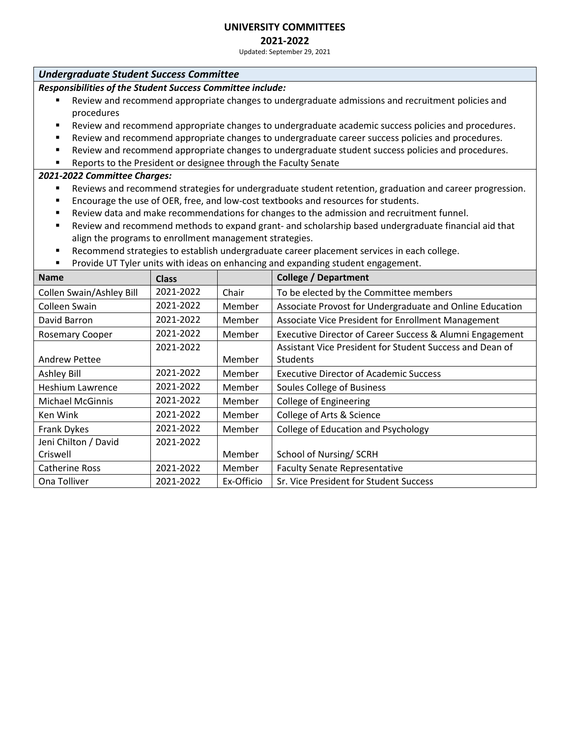# UNIVERSITY COMMITTEES

## 2021-2022

Updated: September 29, 2021

### *Undergraduate Student Success Committee*

***Responsibilities of the Student Success Committee include:***

- Review and recommend appropriate changes to undergraduate admissions and recruitment policies and procedures
- Review and recommend appropriate changes to undergraduate academic success policies and procedures.
- Review and recommend appropriate changes to undergraduate career success policies and procedures.
- Review and recommend appropriate changes to undergraduate student success policies and procedures.
- Reports to the President or designee through the Faculty Senate

***2021-2022 Committee Charges:***

- Reviews and recommend strategies for undergraduate student retention, graduation and career progression.
- Encourage the use of OER, free, and low-cost textbooks and resources for students.
- Review data and make recommendations for changes to the admission and recruitment funnel.
- Review and recommend methods to expand grant- and scholarship based undergraduate financial aid that align the programs to enrollment management strategies.
- Recommend strategies to establish undergraduate career placement services in each college.
- Provide UT Tyler units with ideas on enhancing and expanding student engagement.

| Name | Class | | College / Department |
|---|---|---|---|
| Collen Swain/Ashley Bill | 2021-2022 | Chair | To be elected by the Committee members |
| Colleen Swain | 2021-2022 | Member | Associate Provost for Undergraduate and Online Education |
| David Barron | 2021-2022 | Member | Associate Vice President for Enrollment Management |
| Rosemary Cooper | 2021-2022 | Member | Executive Director of Career Success & Alumni Engagement |
| Andrew Pettee | 2021-2022 | Member | Assistant Vice President for Student Success and Dean of Students |
| Ashley Bill | 2021-2022 | Member | Executive Director of Academic Success |
| Heshium Lawrence | 2021-2022 | Member | Soules College of Business |
| Michael McGinnis | 2021-2022 | Member | College of Engineering |
| Ken Wink | 2021-2022 | Member | College of Arts & Science |
| Frank Dykes | 2021-2022 | Member | College of Education and Psychology |
| Jeni Chilton / David Criswell | 2021-2022 | Member | School of Nursing/ SCRH |
| Catherine Ross | 2021-2022 | Member | Faculty Senate Representative |
| Ona Tolliver | 2021-2022 | Ex-Officio | Sr. Vice President for Student Success |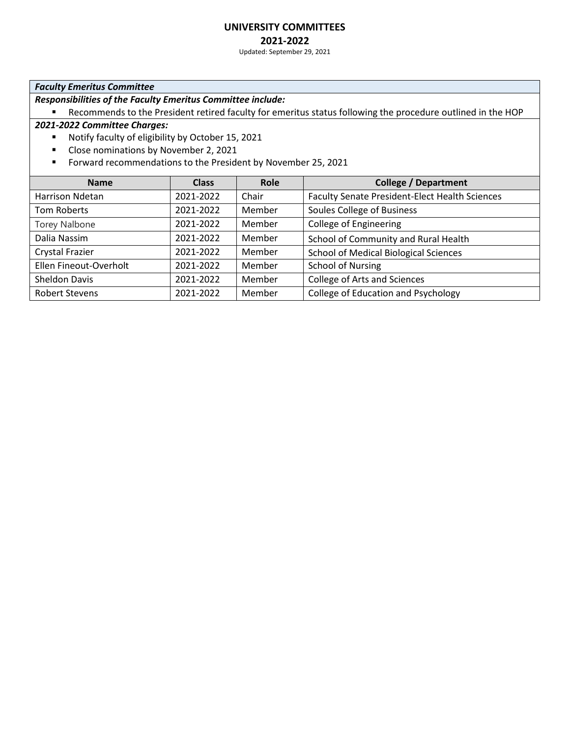# UNIVERSITY COMMITTEES

## 2021-2022

Updated: September 29, 2021

### *Faculty Emeritus Committee*

***Responsibilities of the Faculty Emeritus Committee include:***

- Recommends to the President retired faculty for emeritus status following the procedure outlined in the HOP

***2021-2022 Committee Charges:***

- Notify faculty of eligibility by October 15, 2021
- Close nominations by November 2, 2021
- Forward recommendations to the President by November 25, 2021

| Name | Class | Role | College / Department |
|---|---|---|---|
| Harrison Ndetan | 2021-2022 | Chair | Faculty Senate President-Elect Health Sciences |
| Tom Roberts | 2021-2022 | Member | Soules College of Business |
| Torey Nalbone | 2021-2022 | Member | College of Engineering |
| Dalia Nassim | 2021-2022 | Member | School of Community and Rural Health |
| Crystal Frazier | 2021-2022 | Member | School of Medical Biological Sciences |
| Ellen Fineout-Overholt | 2021-2022 | Member | School of Nursing |
| Sheldon Davis | 2021-2022 | Member | College of Arts and Sciences |
| Robert Stevens | 2021-2022 | Member | College of Education and Psychology |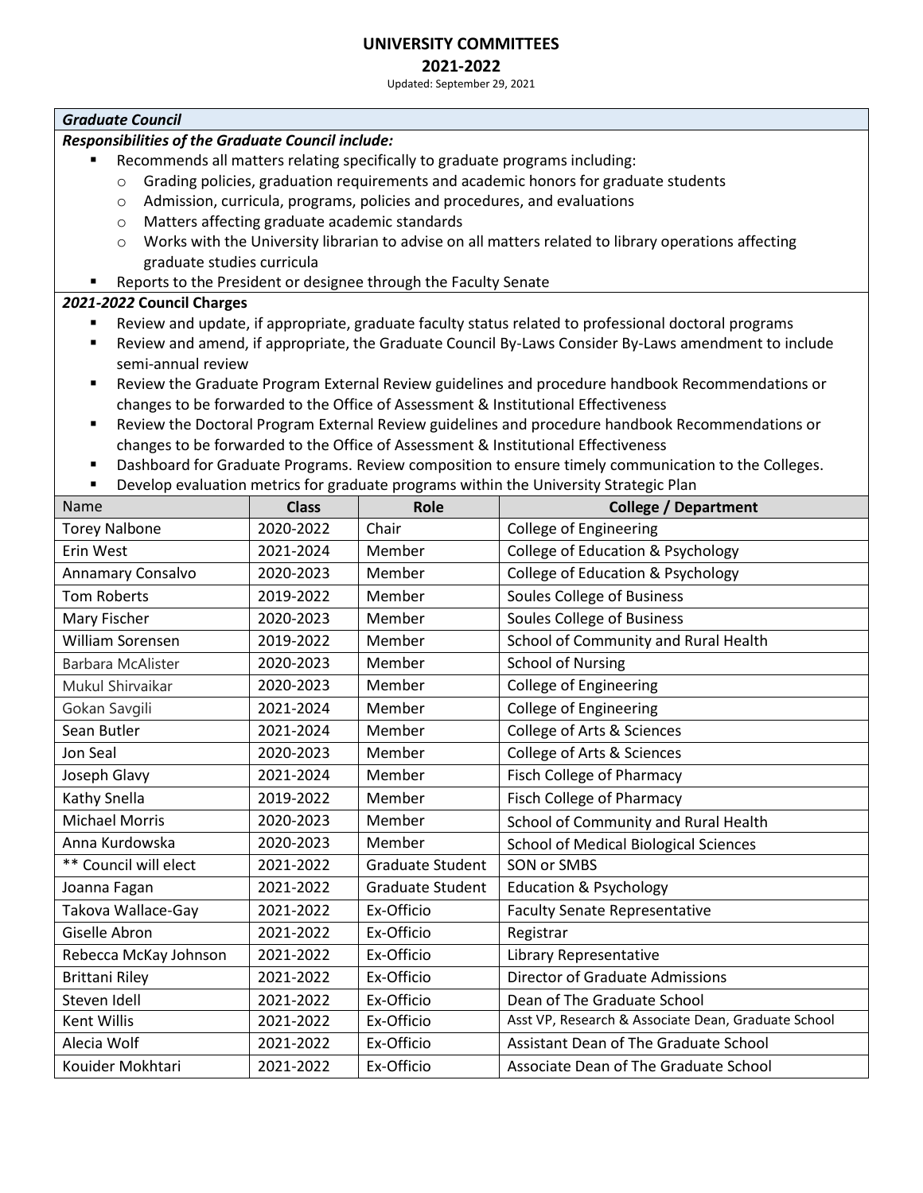# UNIVERSITY COMMITTEES

## 2021-2022

Updated: September 29, 2021

### *Graduate Council*

***Responsibilities of the Graduate Council include:***

- Recommends all matters relating specifically to graduate programs including:
  - Grading policies, graduation requirements and academic honors for graduate students
  - Admission, curricula, programs, policies and procedures, and evaluations
  - Matters affecting graduate academic standards
  - Works with the University librarian to advise on all matters related to library operations affecting graduate studies curricula
- Reports to the President or designee through the Faculty Senate

***2021-2022* Council Charges**

- Review and update, if appropriate, graduate faculty status related to professional doctoral programs
- Review and amend, if appropriate, the Graduate Council By-Laws Consider By-Laws amendment to include semi-annual review
- Review the Graduate Program External Review guidelines and procedure handbook Recommendations or changes to be forwarded to the Office of Assessment & Institutional Effectiveness
- Review the Doctoral Program External Review guidelines and procedure handbook Recommendations or changes to be forwarded to the Office of Assessment & Institutional Effectiveness
- Dashboard for Graduate Programs. Review composition to ensure timely communication to the Colleges.
- Develop evaluation metrics for graduate programs within the University Strategic Plan

| Name | Class | Role | College / Department |
|---|---|---|---|
| Torey Nalbone | 2020-2022 | Chair | College of Engineering |
| Erin West | 2021-2024 | Member | College of Education & Psychology |
| Annamary Consalvo | 2020-2023 | Member | College of Education & Psychology |
| Tom Roberts | 2019-2022 | Member | Soules College of Business |
| Mary Fischer | 2020-2023 | Member | Soules College of Business |
| William Sorensen | 2019-2022 | Member | School of Community and Rural Health |
| Barbara McAlister | 2020-2023 | Member | School of Nursing |
| Mukul Shirvaikar | 2020-2023 | Member | College of Engineering |
| Gokan Savgili | 2021-2024 | Member | College of Engineering |
| Sean Butler | 2021-2024 | Member | College of Arts & Sciences |
| Jon Seal | 2020-2023 | Member | College of Arts & Sciences |
| Joseph Glavy | 2021-2024 | Member | Fisch College of Pharmacy |
| Kathy Snella | 2019-2022 | Member | Fisch College of Pharmacy |
| Michael Morris | 2020-2023 | Member | School of Community and Rural Health |
| Anna Kurdowska | 2020-2023 | Member | School of Medical Biological Sciences |
| ** Council will elect | 2021-2022 | Graduate Student | SON or SMBS |
| Joanna Fagan | 2021-2022 | Graduate Student | Education & Psychology |
| Takova Wallace-Gay | 2021-2022 | Ex-Officio | Faculty Senate Representative |
| Giselle Abron | 2021-2022 | Ex-Officio | Registrar |
| Rebecca McKay Johnson | 2021-2022 | Ex-Officio | Library Representative |
| Brittani Riley | 2021-2022 | Ex-Officio | Director of Graduate Admissions |
| Steven Idell | 2021-2022 | Ex-Officio | Dean of The Graduate School |
| Kent Willis | 2021-2022 | Ex-Officio | Asst VP, Research & Associate Dean, Graduate School |
| Alecia Wolf | 2021-2022 | Ex-Officio | Assistant Dean of The Graduate School |
| Kouider Mokhtari | 2021-2022 | Ex-Officio | Associate Dean of The Graduate School |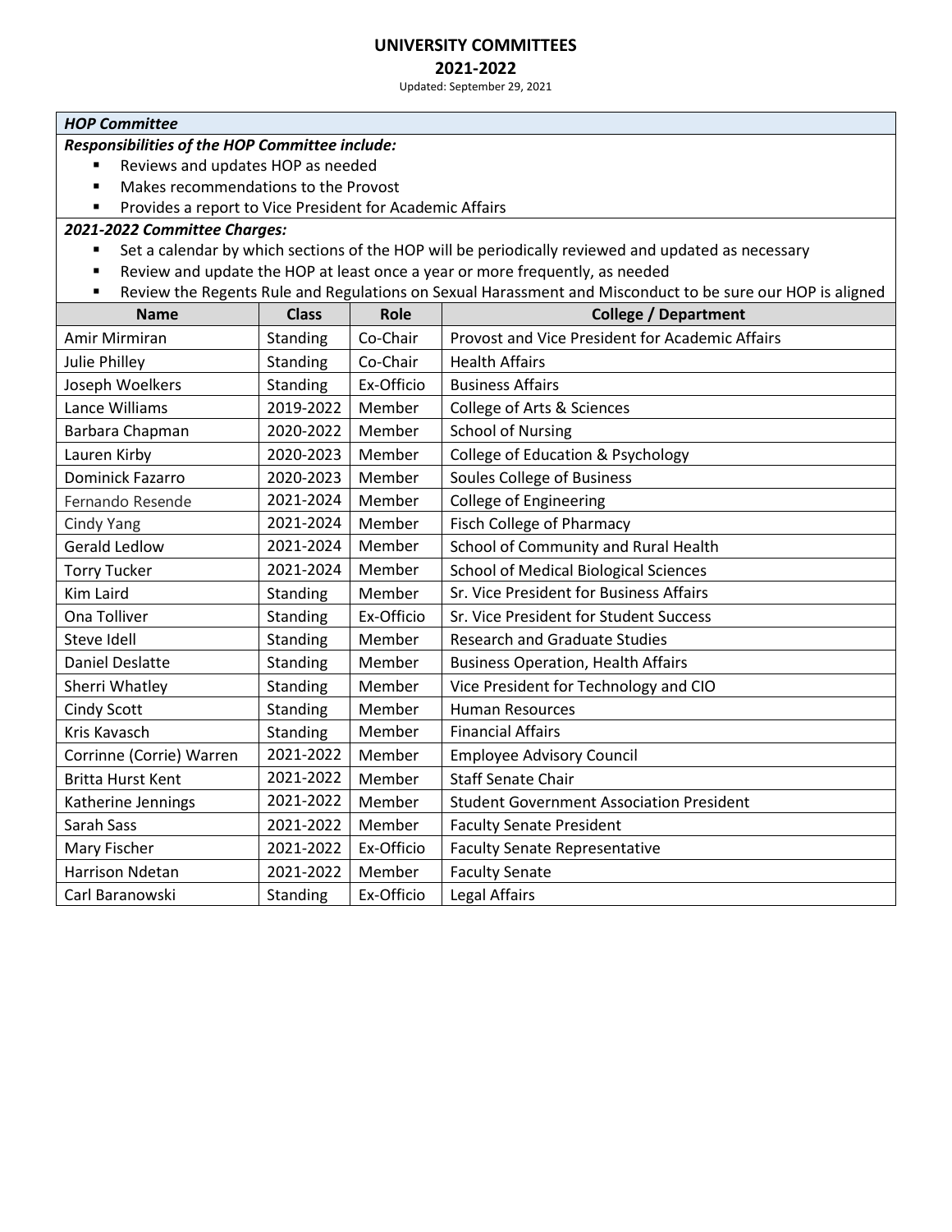# UNIVERSITY COMMITTEES

## 2021-2022

Updated: September 29, 2021

### *HOP Committee*

***Responsibilities of the HOP Committee include:***

- Reviews and updates HOP as needed
- Makes recommendations to the Provost
- Provides a report to Vice President for Academic Affairs

***2021-2022 Committee Charges:***

- Set a calendar by which sections of the HOP will be periodically reviewed and updated as necessary
- Review and update the HOP at least once a year or more frequently, as needed
- Review the Regents Rule and Regulations on Sexual Harassment and Misconduct to be sure our HOP is aligned

| Name | Class | Role | College / Department |
|---|---|---|---|
| Amir Mirmiran | Standing | Co-Chair | Provost and Vice President for Academic Affairs |
| Julie Philley | Standing | Co-Chair | Health Affairs |
| Joseph Woelkers | Standing | Ex-Officio | Business Affairs |
| Lance Williams | 2019-2022 | Member | College of Arts & Sciences |
| Barbara Chapman | 2020-2022 | Member | School of Nursing |
| Lauren Kirby | 2020-2023 | Member | College of Education & Psychology |
| Dominick Fazarro | 2020-2023 | Member | Soules College of Business |
| Fernando Resende | 2021-2024 | Member | College of Engineering |
| Cindy Yang | 2021-2024 | Member | Fisch College of Pharmacy |
| Gerald Ledlow | 2021-2024 | Member | School of Community and Rural Health |
| Torry Tucker | 2021-2024 | Member | School of Medical Biological Sciences |
| Kim Laird | Standing | Member | Sr. Vice President for Business Affairs |
| Ona Tolliver | Standing | Ex-Officio | Sr. Vice President for Student Success |
| Steve Idell | Standing | Member | Research and Graduate Studies |
| Daniel Deslatte | Standing | Member | Business Operation, Health Affairs |
| Sherri Whatley | Standing | Member | Vice President for Technology and CIO |
| Cindy Scott | Standing | Member | Human Resources |
| Kris Kavasch | Standing | Member | Financial Affairs |
| Corrinne (Corrie) Warren | 2021-2022 | Member | Employee Advisory Council |
| Britta Hurst Kent | 2021-2022 | Member | Staff Senate Chair |
| Katherine Jennings | 2021-2022 | Member | Student Government Association President |
| Sarah Sass | 2021-2022 | Member | Faculty Senate President |
| Mary Fischer | 2021-2022 | Ex-Officio | Faculty Senate Representative |
| Harrison Ndetan | 2021-2022 | Member | Faculty Senate |
| Carl Baranowski | Standing | Ex-Officio | Legal Affairs |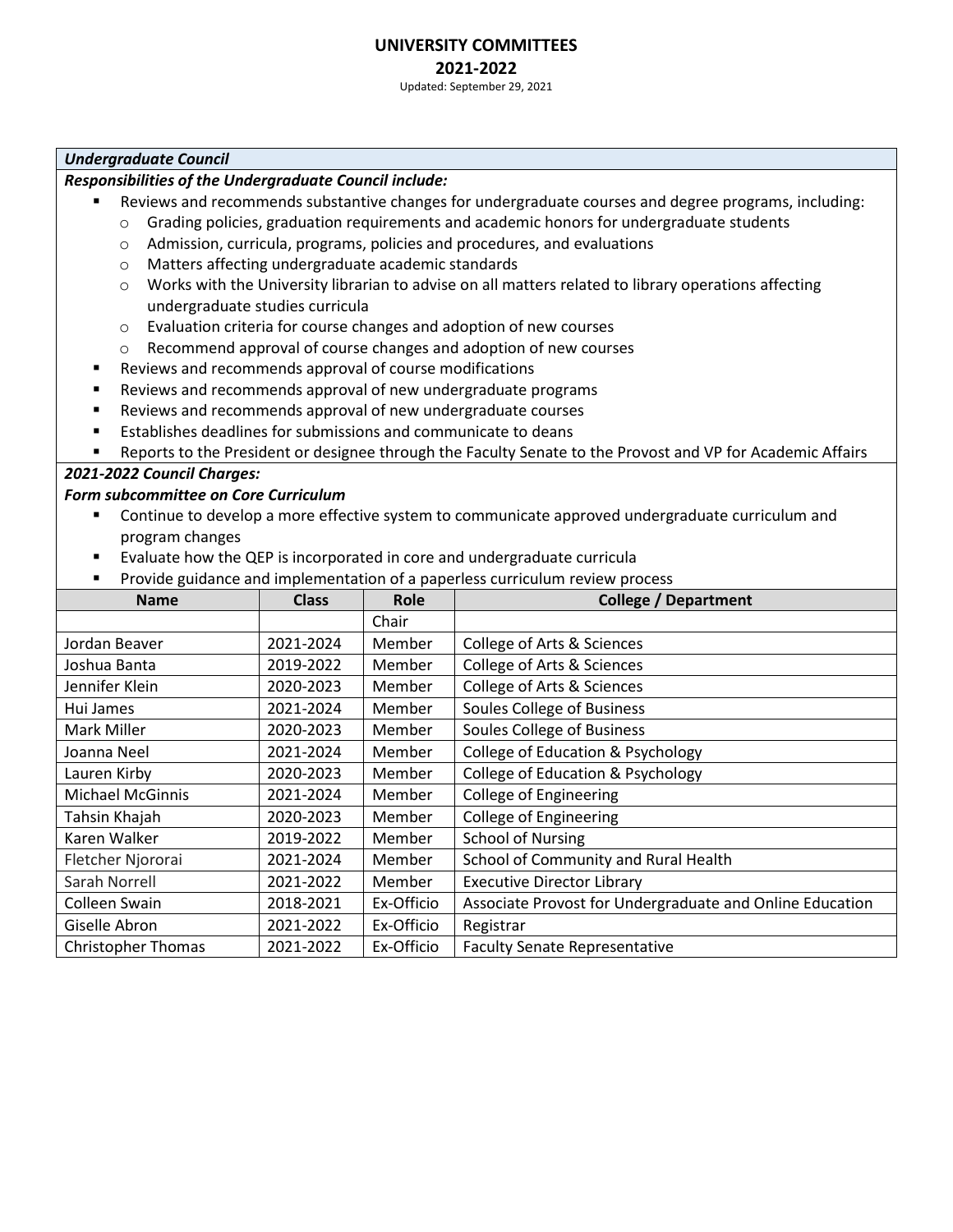# UNIVERSITY COMMITTEES

## 2021-2022

Updated: September 29, 2021

### *Undergraduate Council*

***Responsibilities of the Undergraduate Council include:***

- Reviews and recommends substantive changes for undergraduate courses and degree programs, including:
  - Grading policies, graduation requirements and academic honors for undergraduate students
  - Admission, curricula, programs, policies and procedures, and evaluations
  - Matters affecting undergraduate academic standards
  - Works with the University librarian to advise on all matters related to library operations affecting undergraduate studies curricula
  - Evaluation criteria for course changes and adoption of new courses
  - Recommend approval of course changes and adoption of new courses
- Reviews and recommends approval of course modifications
- Reviews and recommends approval of new undergraduate programs
- Reviews and recommends approval of new undergraduate courses
- Establishes deadlines for submissions and communicate to deans
- Reports to the President or designee through the Faculty Senate to the Provost and VP for Academic Affairs

***2021-2022 Council Charges:***

***Form subcommittee on Core Curriculum***

- Continue to develop a more effective system to communicate approved undergraduate curriculum and program changes
- Evaluate how the QEP is incorporated in core and undergraduate curricula
- Provide guidance and implementation of a paperless curriculum review process

| Name | Class | Role | College / Department |
|---|---|---|---|
| | | Chair | |
| Jordan Beaver | 2021-2024 | Member | College of Arts & Sciences |
| Joshua Banta | 2019-2022 | Member | College of Arts & Sciences |
| Jennifer Klein | 2020-2023 | Member | College of Arts & Sciences |
| Hui James | 2021-2024 | Member | Soules College of Business |
| Mark Miller | 2020-2023 | Member | Soules College of Business |
| Joanna Neel | 2021-2024 | Member | College of Education & Psychology |
| Lauren Kirby | 2020-2023 | Member | College of Education & Psychology |
| Michael McGinnis | 2021-2024 | Member | College of Engineering |
| Tahsin Khajah | 2020-2023 | Member | College of Engineering |
| Karen Walker | 2019-2022 | Member | School of Nursing |
| Fletcher Njororai | 2021-2024 | Member | School of Community and Rural Health |
| Sarah Norrell | 2021-2022 | Member | Executive Director Library |
| Colleen Swain | 2018-2021 | Ex-Officio | Associate Provost for Undergraduate and Online Education |
| Giselle Abron | 2021-2022 | Ex-Officio | Registrar |
| Christopher Thomas | 2021-2022 | Ex-Officio | Faculty Senate Representative |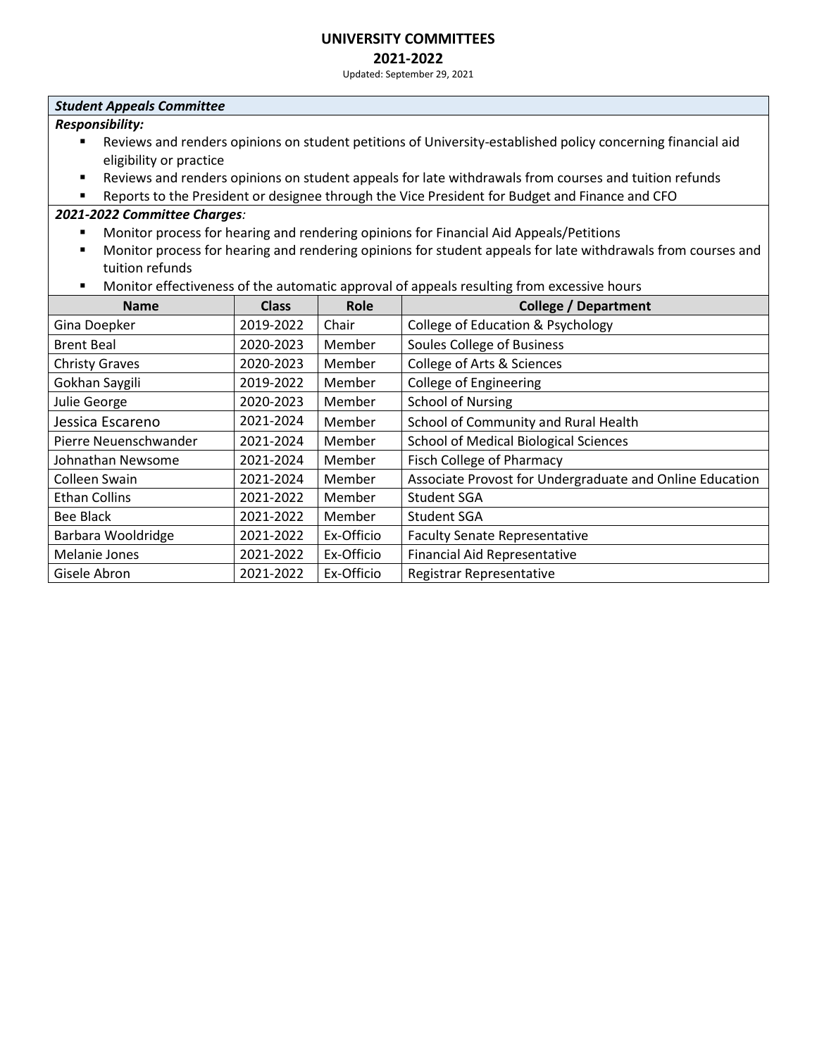# UNIVERSITY COMMITTEES
## 2021-2022

Updated: September 29, 2021

### *Student Appeals Committee*

***Responsibility:***

- Reviews and renders opinions on student petitions of University-established policy concerning financial aid eligibility or practice
- Reviews and renders opinions on student appeals for late withdrawals from courses and tuition refunds
- Reports to the President or designee through the Vice President for Budget and Finance and CFO

***2021-2022 Committee Charges:***

- Monitor process for hearing and rendering opinions for Financial Aid Appeals/Petitions
- Monitor process for hearing and rendering opinions for student appeals for late withdrawals from courses and tuition refunds
- Monitor effectiveness of the automatic approval of appeals resulting from excessive hours

| Name | Class | Role | College / Department |
|---|---|---|---|
| Gina Doepker | 2019-2022 | Chair | College of Education & Psychology |
| Brent Beal | 2020-2023 | Member | Soules College of Business |
| Christy Graves | 2020-2023 | Member | College of Arts & Sciences |
| Gokhan Saygili | 2019-2022 | Member | College of Engineering |
| Julie George | 2020-2023 | Member | School of Nursing |
| Jessica Escareno | 2021-2024 | Member | School of Community and Rural Health |
| Pierre Neuenschwander | 2021-2024 | Member | School of Medical Biological Sciences |
| Johnathan Newsome | 2021-2024 | Member | Fisch College of Pharmacy |
| Colleen Swain | 2021-2024 | Member | Associate Provost for Undergraduate and Online Education |
| Ethan Collins | 2021-2022 | Member | Student SGA |
| Bee Black | 2021-2022 | Member | Student SGA |
| Barbara Wooldridge | 2021-2022 | Ex-Officio | Faculty Senate Representative |
| Melanie Jones | 2021-2022 | Ex-Officio | Financial Aid Representative |
| Gisele Abron | 2021-2022 | Ex-Officio | Registrar Representative |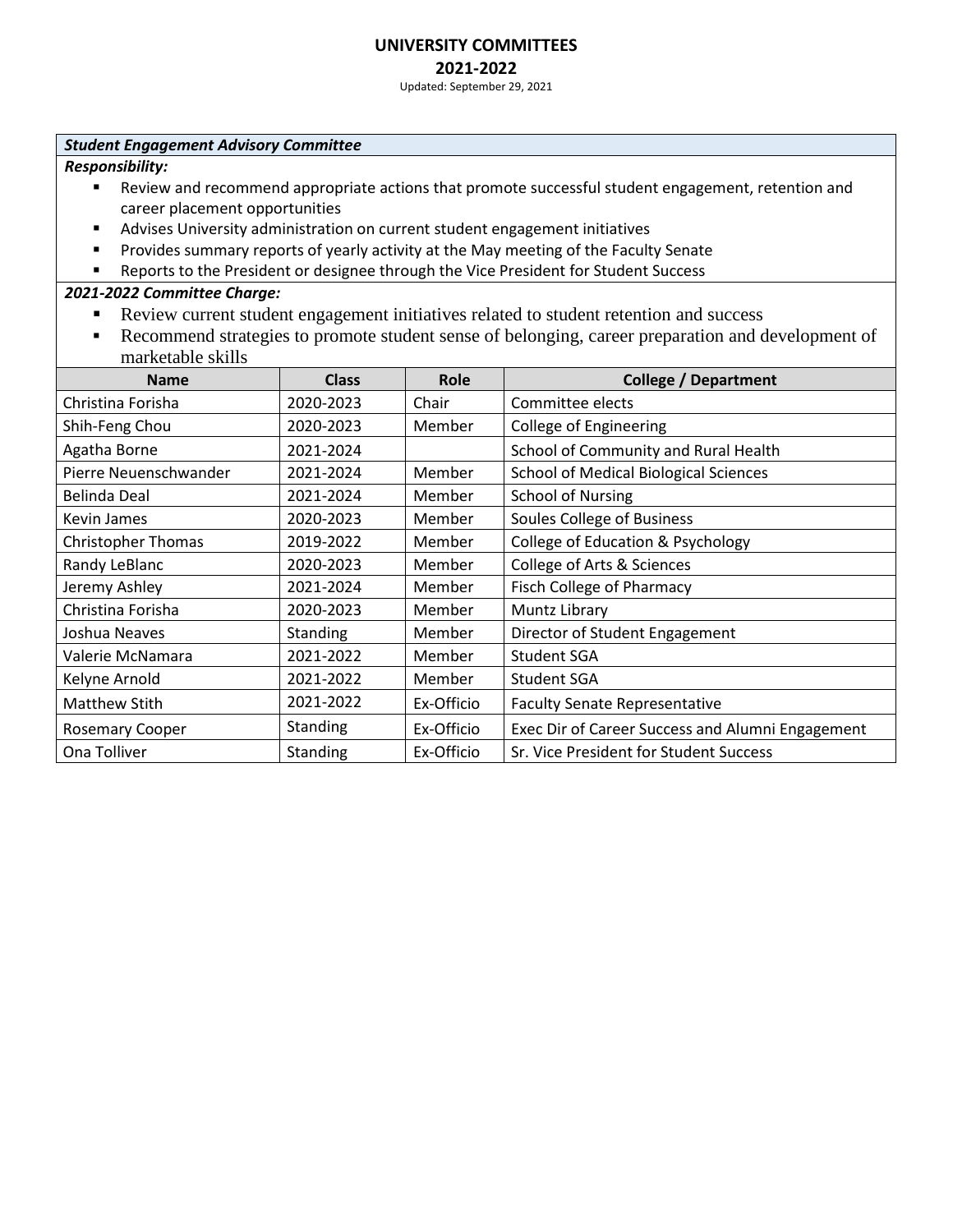# UNIVERSITY COMMITTEES

## 2021-2022

Updated: September 29, 2021

### *Student Engagement Advisory Committee*

***Responsibility:***

- Review and recommend appropriate actions that promote successful student engagement, retention and career placement opportunities
- Advises University administration on current student engagement initiatives
- Provides summary reports of yearly activity at the May meeting of the Faculty Senate
- Reports to the President or designee through the Vice President for Student Success

***2021-2022 Committee Charge:***

- Review current student engagement initiatives related to student retention and success
- Recommend strategies to promote student sense of belonging, career preparation and development of marketable skills

| Name | Class | Role | College / Department |
|---|---|---|---|
| Christina Forisha | 2020-2023 | Chair | Committee elects |
| Shih-Feng Chou | 2020-2023 | Member | College of Engineering |
| Agatha Borne | 2021-2024 | | School of Community and Rural Health |
| Pierre Neuenschwander | 2021-2024 | Member | School of Medical Biological Sciences |
| Belinda Deal | 2021-2024 | Member | School of Nursing |
| Kevin James | 2020-2023 | Member | Soules College of Business |
| Christopher Thomas | 2019-2022 | Member | College of Education & Psychology |
| Randy LeBlanc | 2020-2023 | Member | College of Arts & Sciences |
| Jeremy Ashley | 2021-2024 | Member | Fisch College of Pharmacy |
| Christina Forisha | 2020-2023 | Member | Muntz Library |
| Joshua Neaves | Standing | Member | Director of Student Engagement |
| Valerie McNamara | 2021-2022 | Member | Student SGA |
| Kelyne Arnold | 2021-2022 | Member | Student SGA |
| Matthew Stith | 2021-2022 | Ex-Officio | Faculty Senate Representative |
| Rosemary Cooper | Standing | Ex-Officio | Exec Dir of Career Success and Alumni Engagement |
| Ona Tolliver | Standing | Ex-Officio | Sr. Vice President for Student Success |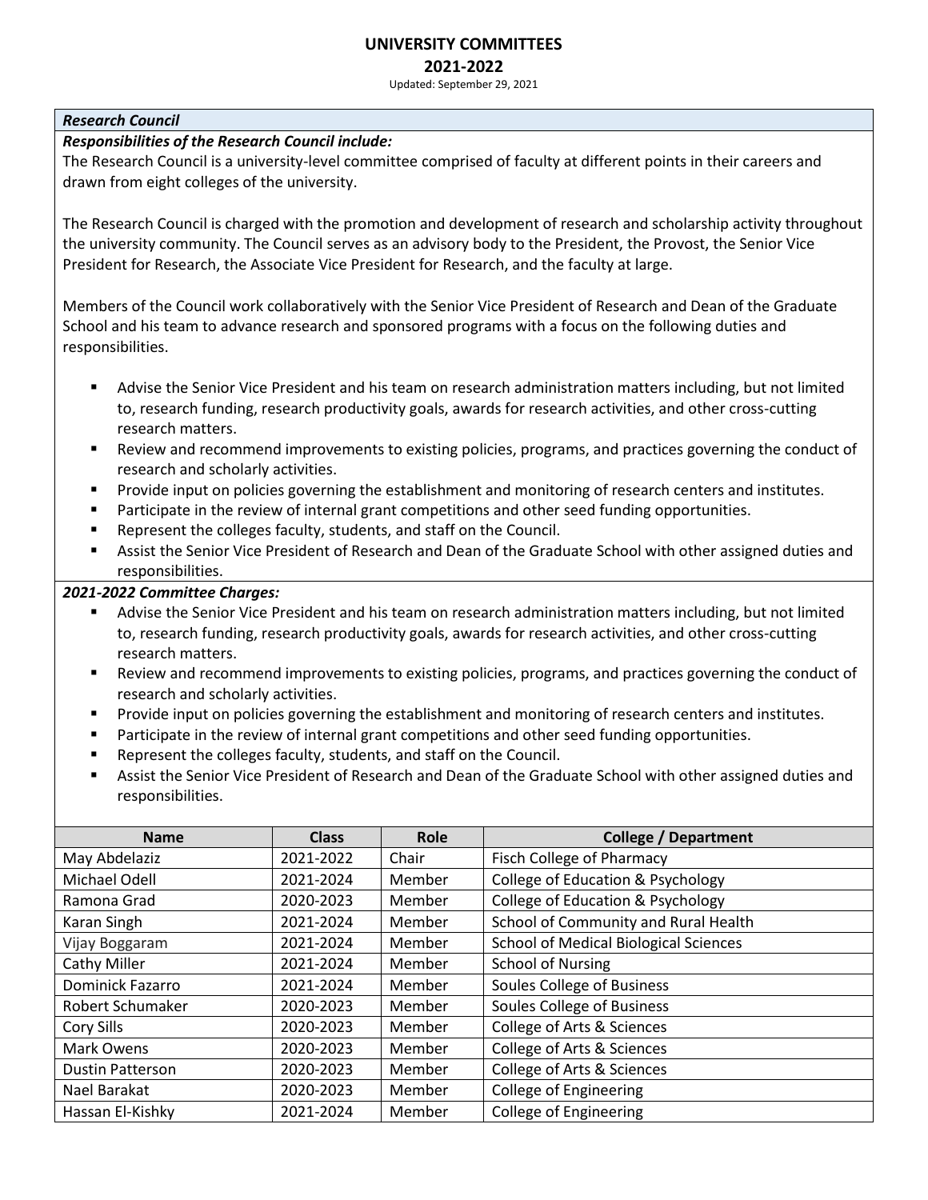# UNIVERSITY COMMITTEES

## 2021-2022

Updated: September 29, 2021

### *Research Council*

***Responsibilities of the Research Council include:***

The Research Council is a university-level committee comprised of faculty at different points in their careers and drawn from eight colleges of the university.

The Research Council is charged with the promotion and development of research and scholarship activity throughout the university community. The Council serves as an advisory body to the President, the Provost, the Senior Vice President for Research, the Associate Vice President for Research, and the faculty at large.

Members of the Council work collaboratively with the Senior Vice President of Research and Dean of the Graduate School and his team to advance research and sponsored programs with a focus on the following duties and responsibilities.

- Advise the Senior Vice President and his team on research administration matters including, but not limited to, research funding, research productivity goals, awards for research activities, and other cross-cutting research matters.
- Review and recommend improvements to existing policies, programs, and practices governing the conduct of research and scholarly activities.
- Provide input on policies governing the establishment and monitoring of research centers and institutes.
- Participate in the review of internal grant competitions and other seed funding opportunities.
- Represent the colleges faculty, students, and staff on the Council.
- Assist the Senior Vice President of Research and Dean of the Graduate School with other assigned duties and responsibilities.

***2021-2022 Committee Charges:***

- Advise the Senior Vice President and his team on research administration matters including, but not limited to, research funding, research productivity goals, awards for research activities, and other cross-cutting research matters.
- Review and recommend improvements to existing policies, programs, and practices governing the conduct of research and scholarly activities.
- Provide input on policies governing the establishment and monitoring of research centers and institutes.
- Participate in the review of internal grant competitions and other seed funding opportunities.
- Represent the colleges faculty, students, and staff on the Council.
- Assist the Senior Vice President of Research and Dean of the Graduate School with other assigned duties and responsibilities.

| Name | Class | Role | College / Department |
|---|---|---|---|
| May Abdelaziz | 2021-2022 | Chair | Fisch College of Pharmacy |
| Michael Odell | 2021-2024 | Member | College of Education & Psychology |
| Ramona Grad | 2020-2023 | Member | College of Education & Psychology |
| Karan Singh | 2021-2024 | Member | School of Community and Rural Health |
| Vijay Boggaram | 2021-2024 | Member | School of Medical Biological Sciences |
| Cathy Miller | 2021-2024 | Member | School of Nursing |
| Dominick Fazarro | 2021-2024 | Member | Soules College of Business |
| Robert Schumaker | 2020-2023 | Member | Soules College of Business |
| Cory Sills | 2020-2023 | Member | College of Arts & Sciences |
| Mark Owens | 2020-2023 | Member | College of Arts & Sciences |
| Dustin Patterson | 2020-2023 | Member | College of Arts & Sciences |
| Nael Barakat | 2020-2023 | Member | College of Engineering |
| Hassan El-Kishky | 2021-2024 | Member | College of Engineering |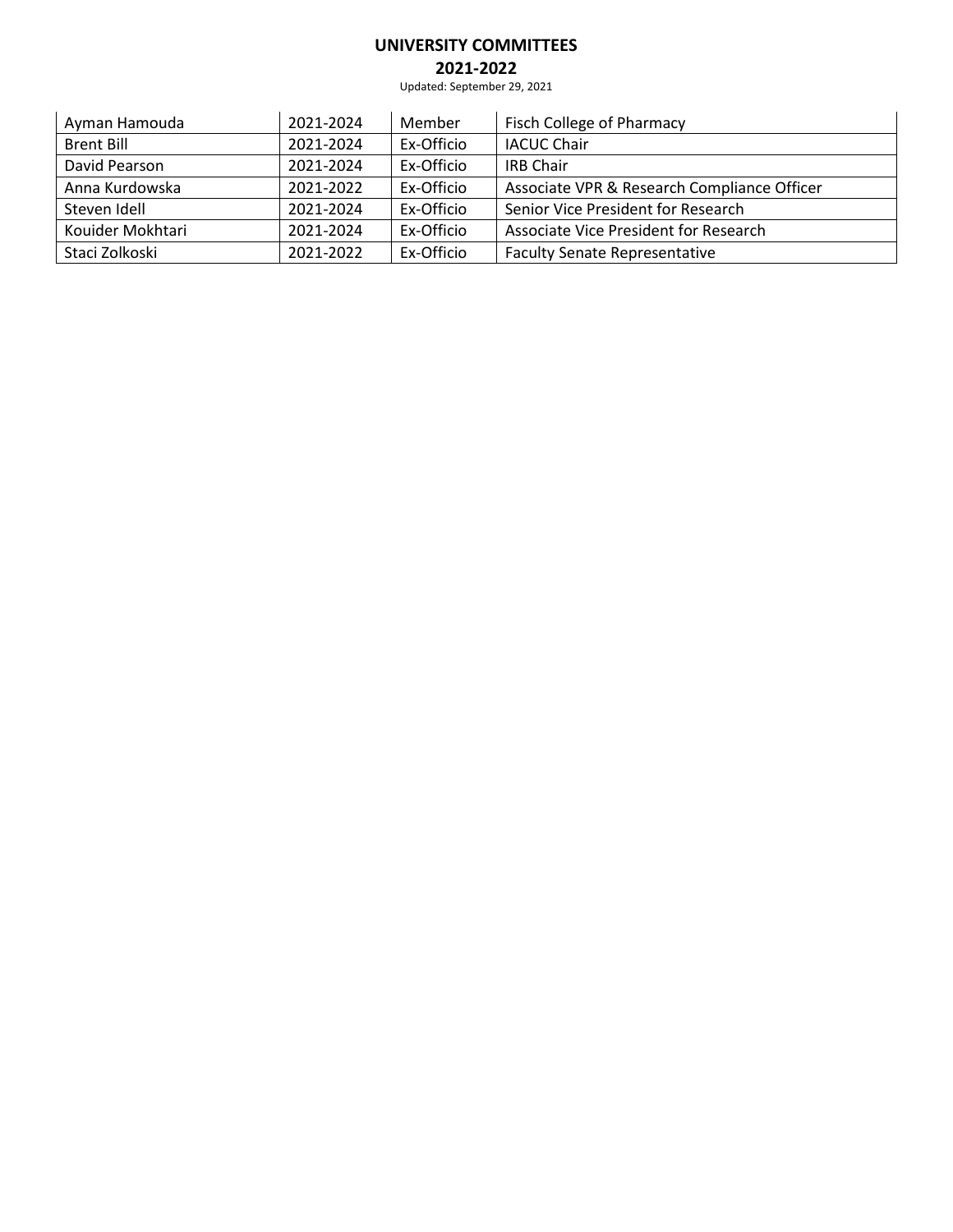| Ayman Hamouda | 2021-2024 | Member | Fisch College of Pharmacy |
|---|---|---|---|
| Brent Bill | 2021-2024 | Ex-Officio | IACUC Chair |
| David Pearson | 2021-2024 | Ex-Officio | IRB Chair |
| Anna Kurdowska | 2021-2022 | Ex-Officio | Associate VPR & Research Compliance Officer |
| Steven Idell | 2021-2024 | Ex-Officio | Senior Vice President for Research |
| Kouider Mokhtari | 2021-2024 | Ex-Officio | Associate Vice President for Research |
| Staci Zolkoski | 2021-2022 | Ex-Officio | Faculty Senate Representative |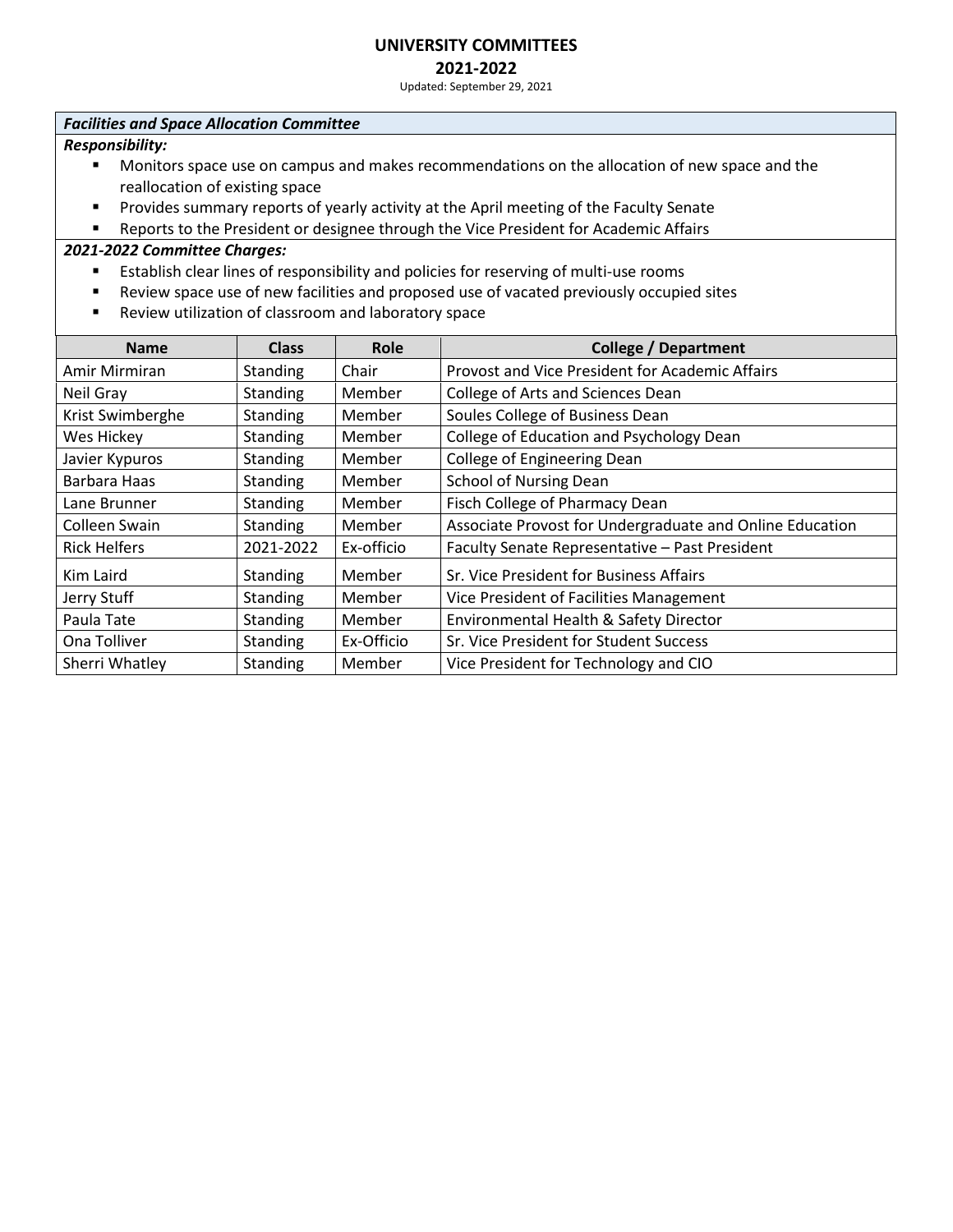# UNIVERSITY COMMITTEES

## 2021-2022

Updated: September 29, 2021

### *Facilities and Space Allocation Committee*

***Responsibility:***

- Monitors space use on campus and makes recommendations on the allocation of new space and the reallocation of existing space
- Provides summary reports of yearly activity at the April meeting of the Faculty Senate
- Reports to the President or designee through the Vice President for Academic Affairs

***2021-2022 Committee Charges:***

- Establish clear lines of responsibility and policies for reserving of multi-use rooms
- Review space use of new facilities and proposed use of vacated previously occupied sites
- Review utilization of classroom and laboratory space

| Name | Class | Role | College / Department |
|---|---|---|---|
| Amir Mirmiran | Standing | Chair | Provost and Vice President for Academic Affairs |
| Neil Gray | Standing | Member | College of Arts and Sciences Dean |
| Krist Swimberghe | Standing | Member | Soules College of Business Dean |
| Wes Hickey | Standing | Member | College of Education and Psychology Dean |
| Javier Kypuros | Standing | Member | College of Engineering Dean |
| Barbara Haas | Standing | Member | School of Nursing Dean |
| Lane Brunner | Standing | Member | Fisch College of Pharmacy Dean |
| Colleen Swain | Standing | Member | Associate Provost for Undergraduate and Online Education |
| Rick Helfers | 2021-2022 | Ex-officio | Faculty Senate Representative – Past President |
| Kim Laird | Standing | Member | Sr. Vice President for Business Affairs |
| Jerry Stuff | Standing | Member | Vice President of Facilities Management |
| Paula Tate | Standing | Member | Environmental Health & Safety Director |
| Ona Tolliver | Standing | Ex-Officio | Sr. Vice President for Student Success |
| Sherri Whatley | Standing | Member | Vice President for Technology and CIO |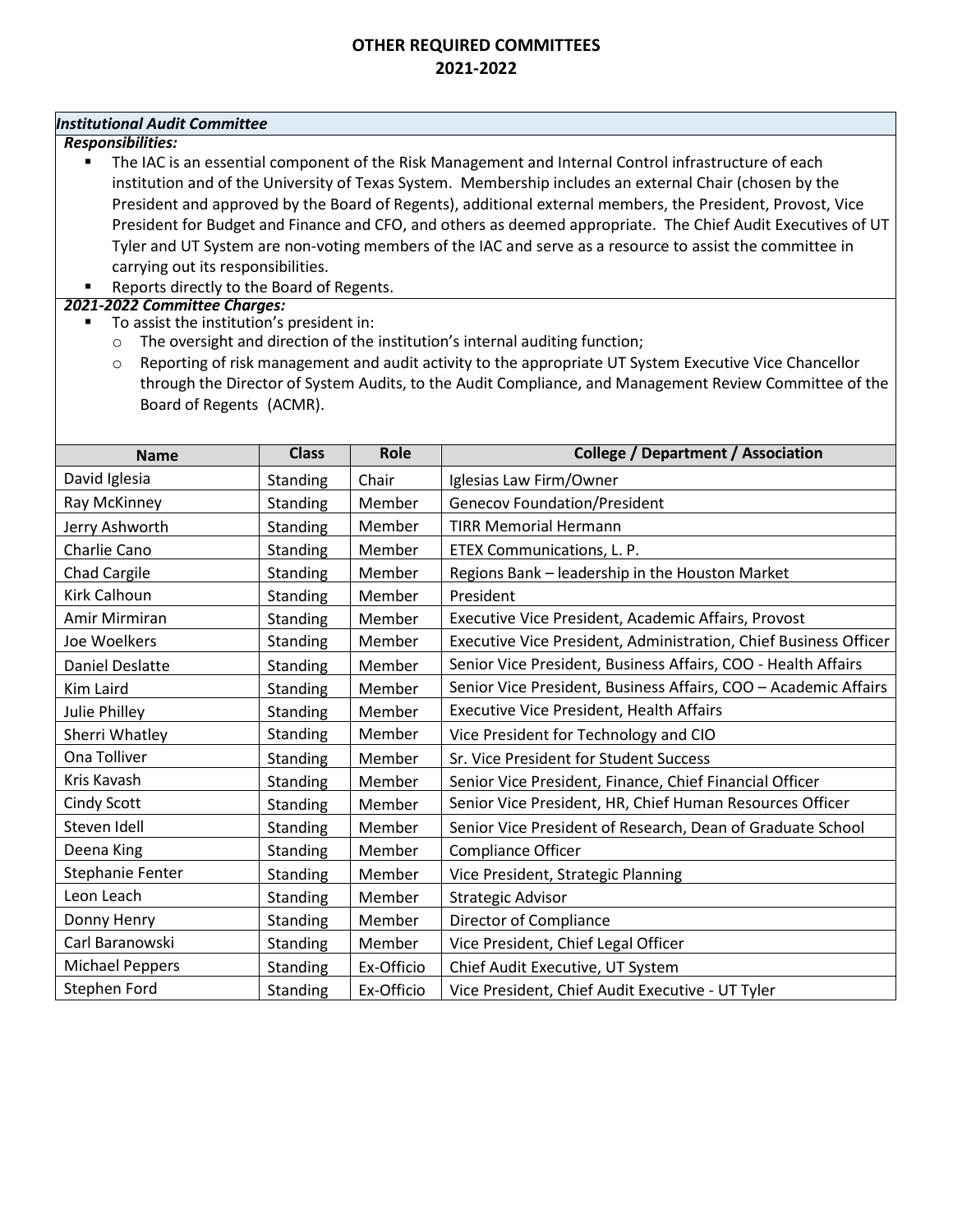# OTHER REQUIRED COMMITTEES
## 2021-2022

### *Institutional Audit Committee*

***Responsibilities:***

- The IAC is an essential component of the Risk Management and Internal Control infrastructure of each institution and of the University of Texas System. Membership includes an external Chair (chosen by the President and approved by the Board of Regents), additional external members, the President, Provost, Vice President for Budget and Finance and CFO, and others as deemed appropriate. The Chief Audit Executives of UT Tyler and UT System are non-voting members of the IAC and serve as a resource to assist the committee in carrying out its responsibilities.
- Reports directly to the Board of Regents.

***2021-2022 Committee Charges:***

- To assist the institution's president in:
  - The oversight and direction of the institution's internal auditing function;
  - Reporting of risk management and audit activity to the appropriate UT System Executive Vice Chancellor through the Director of System Audits, to the Audit Compliance, and Management Review Committee of the Board of Regents (ACMR).

| Name | Class | Role | College / Department / Association |
|---|---|---|---|
| David Iglesia | Standing | Chair | Iglesias Law Firm/Owner |
| Ray McKinney | Standing | Member | Genecov Foundation/President |
| Jerry Ashworth | Standing | Member | TIRR Memorial Hermann |
| Charlie Cano | Standing | Member | ETEX Communications, L. P. |
| Chad Cargile | Standing | Member | Regions Bank – leadership in the Houston Market |
| Kirk Calhoun | Standing | Member | President |
| Amir Mirmiran | Standing | Member | Executive Vice President, Academic Affairs, Provost |
| Joe Woelkers | Standing | Member | Executive Vice President, Administration, Chief Business Officer |
| Daniel Deslatte | Standing | Member | Senior Vice President, Business Affairs, COO - Health Affairs |
| Kim Laird | Standing | Member | Senior Vice President, Business Affairs, COO – Academic Affairs |
| Julie Philley | Standing | Member | Executive Vice President, Health Affairs |
| Sherri Whatley | Standing | Member | Vice President for Technology and CIO |
| Ona Tolliver | Standing | Member | Sr. Vice President for Student Success |
| Kris Kavash | Standing | Member | Senior Vice President, Finance, Chief Financial Officer |
| Cindy Scott | Standing | Member | Senior Vice President, HR, Chief Human Resources Officer |
| Steven Idell | Standing | Member | Senior Vice President of Research, Dean of Graduate School |
| Deena King | Standing | Member | Compliance Officer |
| Stephanie Fenter | Standing | Member | Vice President, Strategic Planning |
| Leon Leach | Standing | Member | Strategic Advisor |
| Donny Henry | Standing | Member | Director of Compliance |
| Carl Baranowski | Standing | Member | Vice President, Chief Legal Officer |
| Michael Peppers | Standing | Ex-Officio | Chief Audit Executive, UT System |
| Stephen Ford | Standing | Ex-Officio | Vice President, Chief Audit Executive - UT Tyler |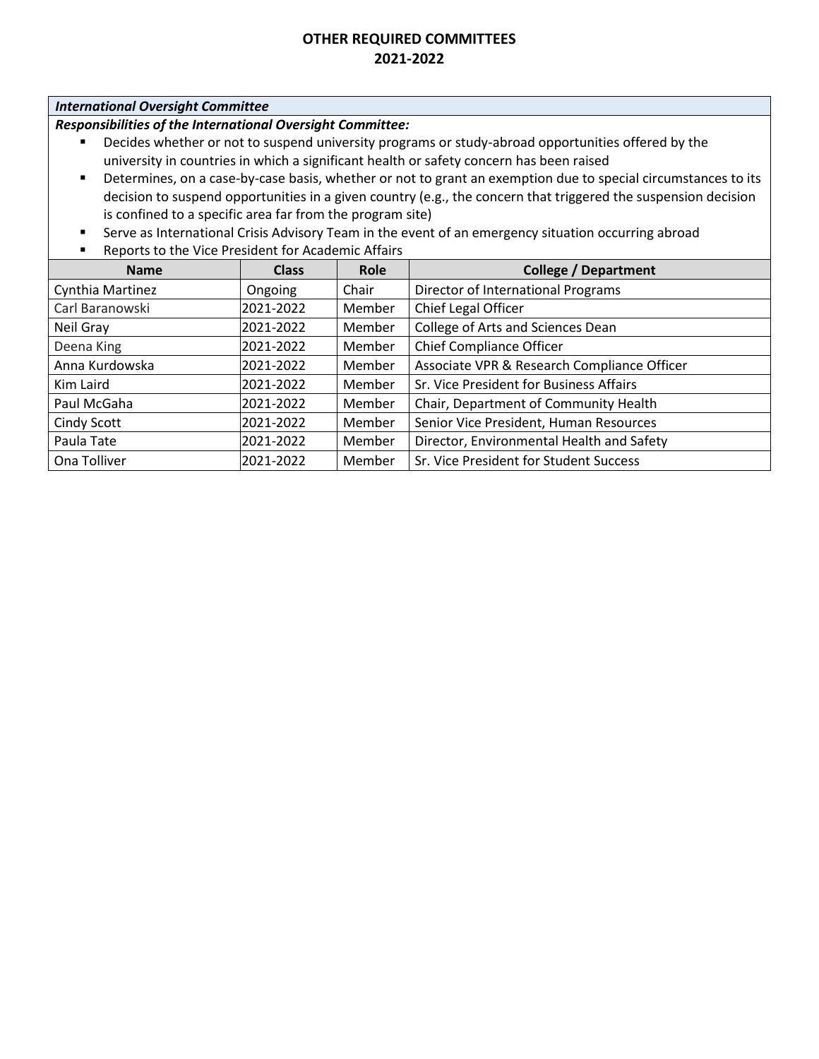# OTHER REQUIRED COMMITTEES
## 2021-2022

***International Oversight Committee***

***Responsibilities of the International Oversight Committee:***

- Decides whether or not to suspend university programs or study-abroad opportunities offered by the university in countries in which a significant health or safety concern has been raised
- Determines, on a case-by-case basis, whether or not to grant an exemption due to special circumstances to its decision to suspend opportunities in a given country (e.g., the concern that triggered the suspension decision is confined to a specific area far from the program site)
- Serve as International Crisis Advisory Team in the event of an emergency situation occurring abroad
- Reports to the Vice President for Academic Affairs

| Name | Class | Role | College / Department |
|---|---|---|---|
| Cynthia Martinez | Ongoing | Chair | Director of International Programs |
| Carl Baranowski | 2021-2022 | Member | Chief Legal Officer |
| Neil Gray | 2021-2022 | Member | College of Arts and Sciences Dean |
| Deena King | 2021-2022 | Member | Chief Compliance Officer |
| Anna Kurdowska | 2021-2022 | Member | Associate VPR & Research Compliance Officer |
| Kim Laird | 2021-2022 | Member | Sr. Vice President for Business Affairs |
| Paul McGaha | 2021-2022 | Member | Chair, Department of Community Health |
| Cindy Scott | 2021-2022 | Member | Senior Vice President, Human Resources |
| Paula Tate | 2021-2022 | Member | Director, Environmental Health and Safety |
| Ona Tolliver | 2021-2022 | Member | Sr. Vice President for Student Success |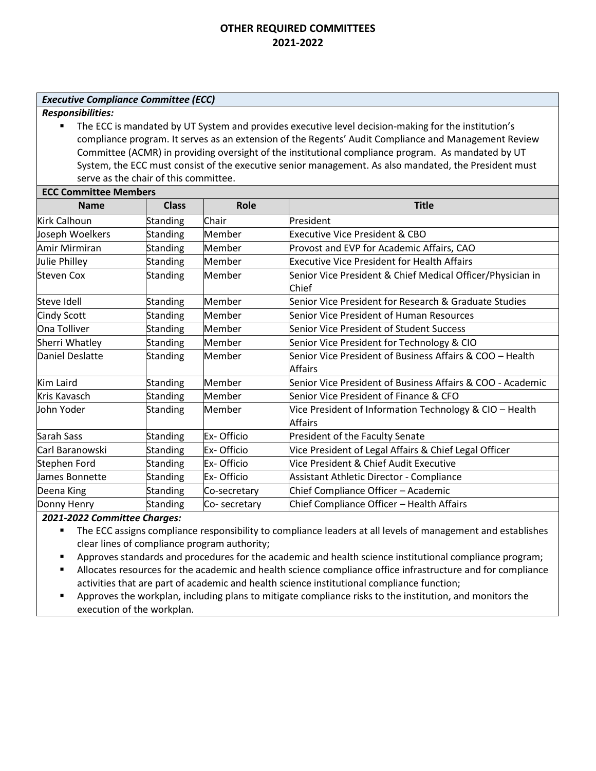# OTHER REQUIRED COMMITTEES
# 2021-2022

### *Executive Compliance Committee (ECC)*

***Responsibilities:***

- The ECC is mandated by UT System and provides executive level decision-making for the institution's compliance program. It serves as an extension of the Regents' Audit Compliance and Management Review Committee (ACMR) in providing oversight of the institutional compliance program. As mandated by UT System, the ECC must consist of the executive senior management. As also mandated, the President must serve as the chair of this committee.

**ECC Committee Members**

| Name | Class | Role | Title |
|---|---|---|---|
| Kirk Calhoun | Standing | Chair | President |
| Joseph Woelkers | Standing | Member | Executive Vice President & CBO |
| Amir Mirmiran | Standing | Member | Provost and EVP for Academic Affairs, CAO |
| Julie Philley | Standing | Member | Executive Vice President for Health Affairs |
| Steven Cox | Standing | Member | Senior Vice President & Chief Medical Officer/Physician in Chief |
| Steve Idell | Standing | Member | Senior Vice President for Research & Graduate Studies |
| Cindy Scott | Standing | Member | Senior Vice President of Human Resources |
| Ona Tolliver | Standing | Member | Senior Vice President of Student Success |
| Sherri Whatley | Standing | Member | Senior Vice President for Technology & CIO |
| Daniel Deslatte | Standing | Member | Senior Vice President of Business Affairs & COO – Health Affairs |
| Kim Laird | Standing | Member | Senior Vice President of Business Affairs & COO - Academic |
| Kris Kavasch | Standing | Member | Senior Vice President of Finance & CFO |
| John Yoder | Standing | Member | Vice President of Information Technology & CIO – Health Affairs |
| Sarah Sass | Standing | Ex- Officio | President of the Faculty Senate |
| Carl Baranowski | Standing | Ex- Officio | Vice President of Legal Affairs & Chief Legal Officer |
| Stephen Ford | Standing | Ex- Officio | Vice President & Chief Audit Executive |
| James Bonnette | Standing | Ex- Officio | Assistant Athletic Director - Compliance |
| Deena King | Standing | Co-secretary | Chief Compliance Officer – Academic |
| Donny Henry | Standing | Co- secretary | Chief Compliance Officer – Health Affairs |

***2021-2022 Committee Charges:***

- The ECC assigns compliance responsibility to compliance leaders at all levels of management and establishes clear lines of compliance program authority;
- Approves standards and procedures for the academic and health science institutional compliance program;
- Allocates resources for the academic and health science compliance office infrastructure and for compliance activities that are part of academic and health science institutional compliance function;
- Approves the workplan, including plans to mitigate compliance risks to the institution, and monitors the execution of the workplan.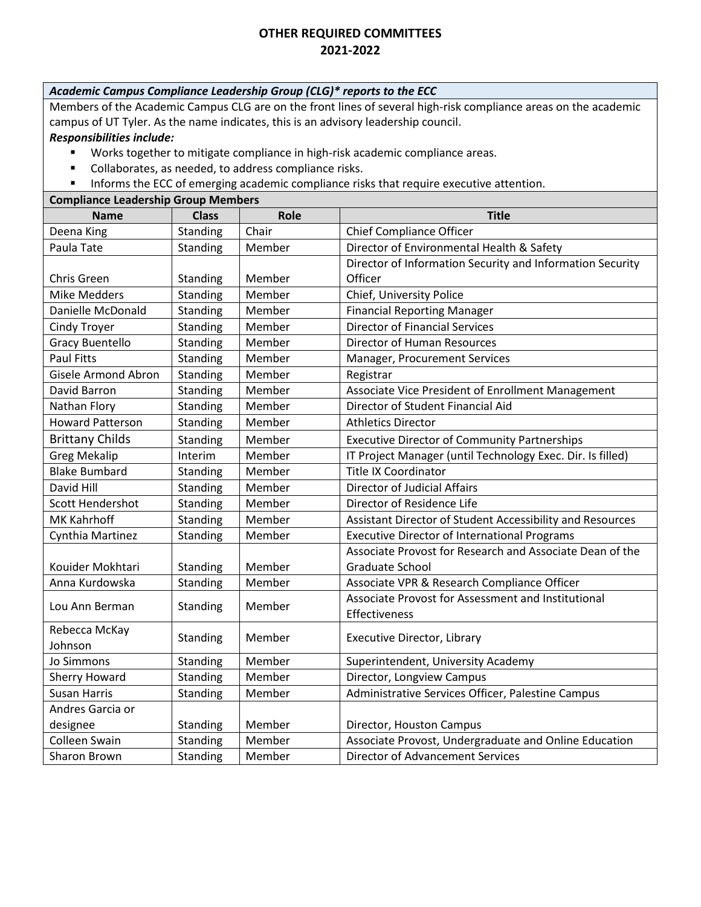# OTHER REQUIRED COMMITTEES
# 2021-2022

***Academic Campus Compliance Leadership Group (CLG)\* reports to the ECC***

Members of the Academic Campus CLG are on the front lines of several high-risk compliance areas on the academic campus of UT Tyler. As the name indicates, this is an advisory leadership council.

***Responsibilities include:***

- Works together to mitigate compliance in high-risk academic compliance areas.
- Collaborates, as needed, to address compliance risks.
- Informs the ECC of emerging academic compliance risks that require executive attention.

**Compliance Leadership Group Members**

| Name | Class | Role | Title |
|---|---|---|---|
| Deena King | Standing | Chair | Chief Compliance Officer |
| Paula Tate | Standing | Member | Director of Environmental Health & Safety |
| Chris Green | Standing | Member | Director of Information Security and Information Security Officer |
| Mike Medders | Standing | Member | Chief, University Police |
| Danielle McDonald | Standing | Member | Financial Reporting Manager |
| Cindy Troyer | Standing | Member | Director of Financial Services |
| Gracy Buentello | Standing | Member | Director of Human Resources |
| Paul Fitts | Standing | Member | Manager, Procurement Services |
| Gisele Armond Abron | Standing | Member | Registrar |
| David Barron | Standing | Member | Associate Vice President of Enrollment Management |
| Nathan Flory | Standing | Member | Director of Student Financial Aid |
| Howard Patterson | Standing | Member | Athletics Director |
| Brittany Childs | Standing | Member | Executive Director of Community Partnerships |
| Greg Mekalip | Interim | Member | IT Project Manager (until Technology Exec. Dir. Is filled) |
| Blake Bumbard | Standing | Member | Title IX Coordinator |
| David Hill | Standing | Member | Director of Judicial Affairs |
| Scott Hendershot | Standing | Member | Director of Residence Life |
| MK Kahrhoff | Standing | Member | Assistant Director of Student Accessibility and Resources |
| Cynthia Martinez | Standing | Member | Executive Director of International Programs |
| Kouider Mokhtari | Standing | Member | Associate Provost for Research and Associate Dean of the Graduate School |
| Anna Kurdowska | Standing | Member | Associate VPR & Research Compliance Officer |
| Lou Ann Berman | Standing | Member | Associate Provost for Assessment and Institutional Effectiveness |
| Rebecca McKay Johnson | Standing | Member | Executive Director, Library |
| Jo Simmons | Standing | Member | Superintendent, University Academy |
| Sherry Howard | Standing | Member | Director, Longview Campus |
| Susan Harris | Standing | Member | Administrative Services Officer, Palestine Campus |
| Andres Garcia or designee | Standing | Member | Director, Houston Campus |
| Colleen Swain | Standing | Member | Associate Provost, Undergraduate and Online Education |
| Sharon Brown | Standing | Member | Director of Advancement Services |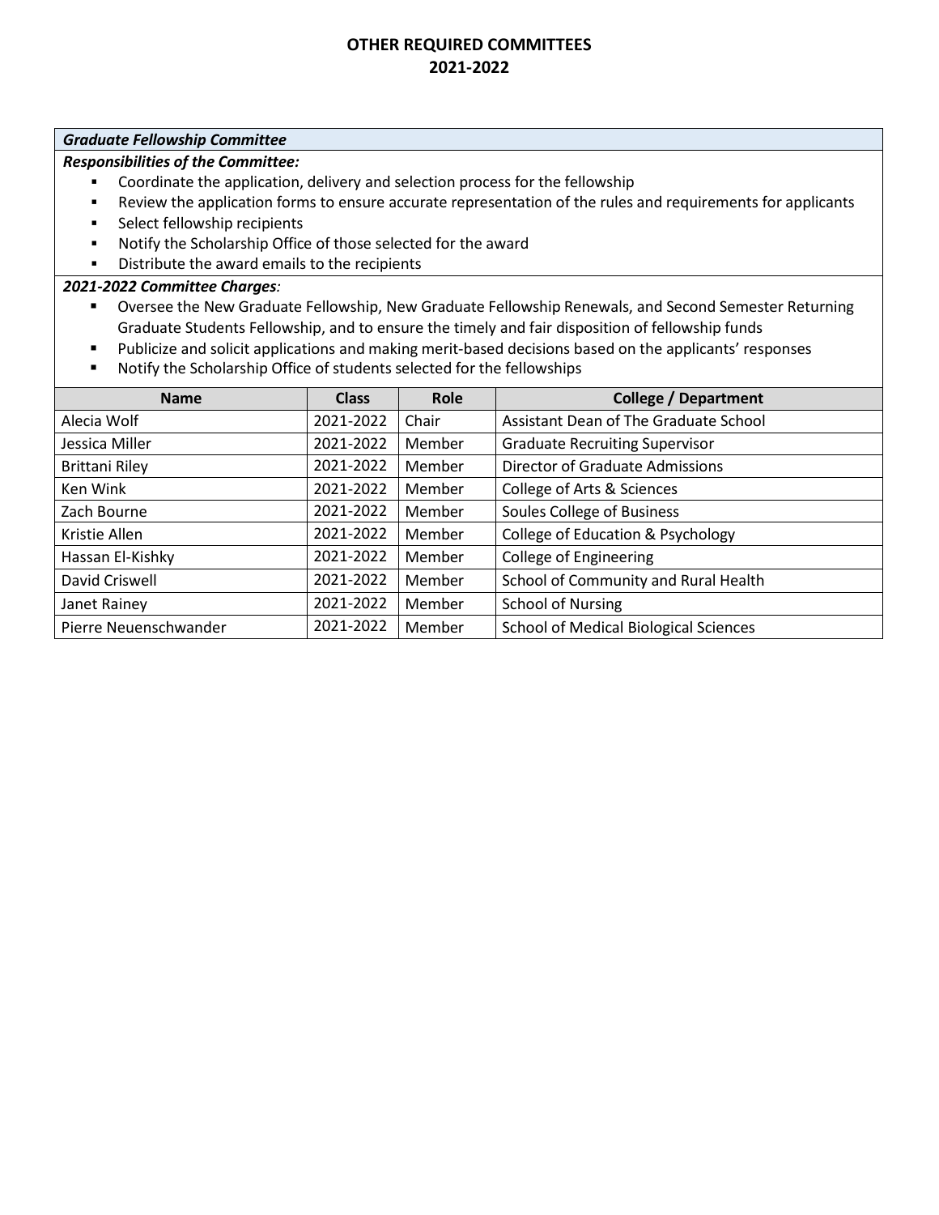# OTHER REQUIRED COMMITTEES
# 2021-2022

## *Graduate Fellowship Committee*

***Responsibilities of the Committee:***

- Coordinate the application, delivery and selection process for the fellowship
- Review the application forms to ensure accurate representation of the rules and requirements for applicants
- Select fellowship recipients
- Notify the Scholarship Office of those selected for the award
- Distribute the award emails to the recipients

***2021-2022 Committee Charges**:*

- Oversee the New Graduate Fellowship, New Graduate Fellowship Renewals, and Second Semester Returning Graduate Students Fellowship, and to ensure the timely and fair disposition of fellowship funds
- Publicize and solicit applications and making merit-based decisions based on the applicants' responses
- Notify the Scholarship Office of students selected for the fellowships

| Name | Class | Role | College / Department |
|---|---|---|---|
| Alecia Wolf | 2021-2022 | Chair | Assistant Dean of The Graduate School |
| Jessica Miller | 2021-2022 | Member | Graduate Recruiting Supervisor |
| Brittani Riley | 2021-2022 | Member | Director of Graduate Admissions |
| Ken Wink | 2021-2022 | Member | College of Arts & Sciences |
| Zach Bourne | 2021-2022 | Member | Soules College of Business |
| Kristie Allen | 2021-2022 | Member | College of Education & Psychology |
| Hassan El-Kishky | 2021-2022 | Member | College of Engineering |
| David Criswell | 2021-2022 | Member | School of Community and Rural Health |
| Janet Rainey | 2021-2022 | Member | School of Nursing |
| Pierre Neuenschwander | 2021-2022 | Member | School of Medical Biological Sciences |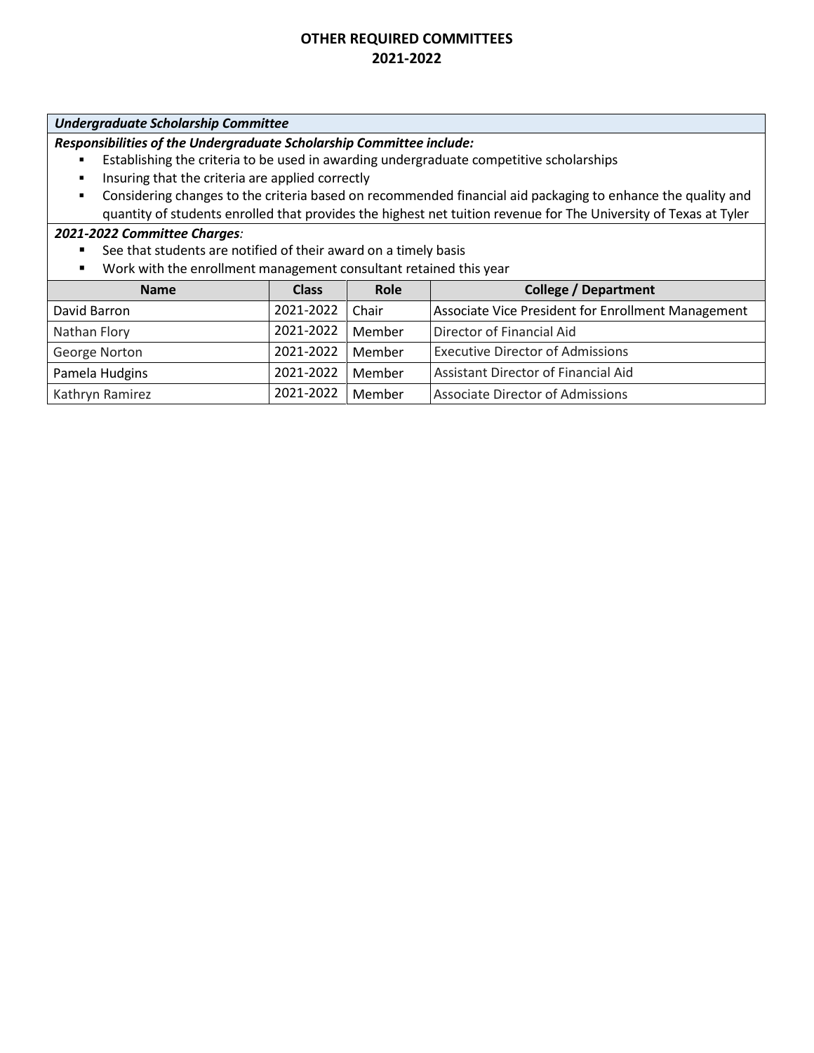# OTHER REQUIRED COMMITTEES
## 2021-2022

***Undergraduate Scholarship Committee***

***Responsibilities of the Undergraduate Scholarship Committee include:***

- Establishing the criteria to be used in awarding undergraduate competitive scholarships
- Insuring that the criteria are applied correctly
- Considering changes to the criteria based on recommended financial aid packaging to enhance the quality and quantity of students enrolled that provides the highest net tuition revenue for The University of Texas at Tyler

***2021-2022 Committee Charges:***

- See that students are notified of their award on a timely basis
- Work with the enrollment management consultant retained this year

| Name | Class | Role | College / Department |
|---|---|---|---|
| David Barron | 2021-2022 | Chair | Associate Vice President for Enrollment Management |
| Nathan Flory | 2021-2022 | Member | Director of Financial Aid |
| George Norton | 2021-2022 | Member | Executive Director of Admissions |
| Pamela Hudgins | 2021-2022 | Member | Assistant Director of Financial Aid |
| Kathryn Ramirez | 2021-2022 | Member | Associate Director of Admissions |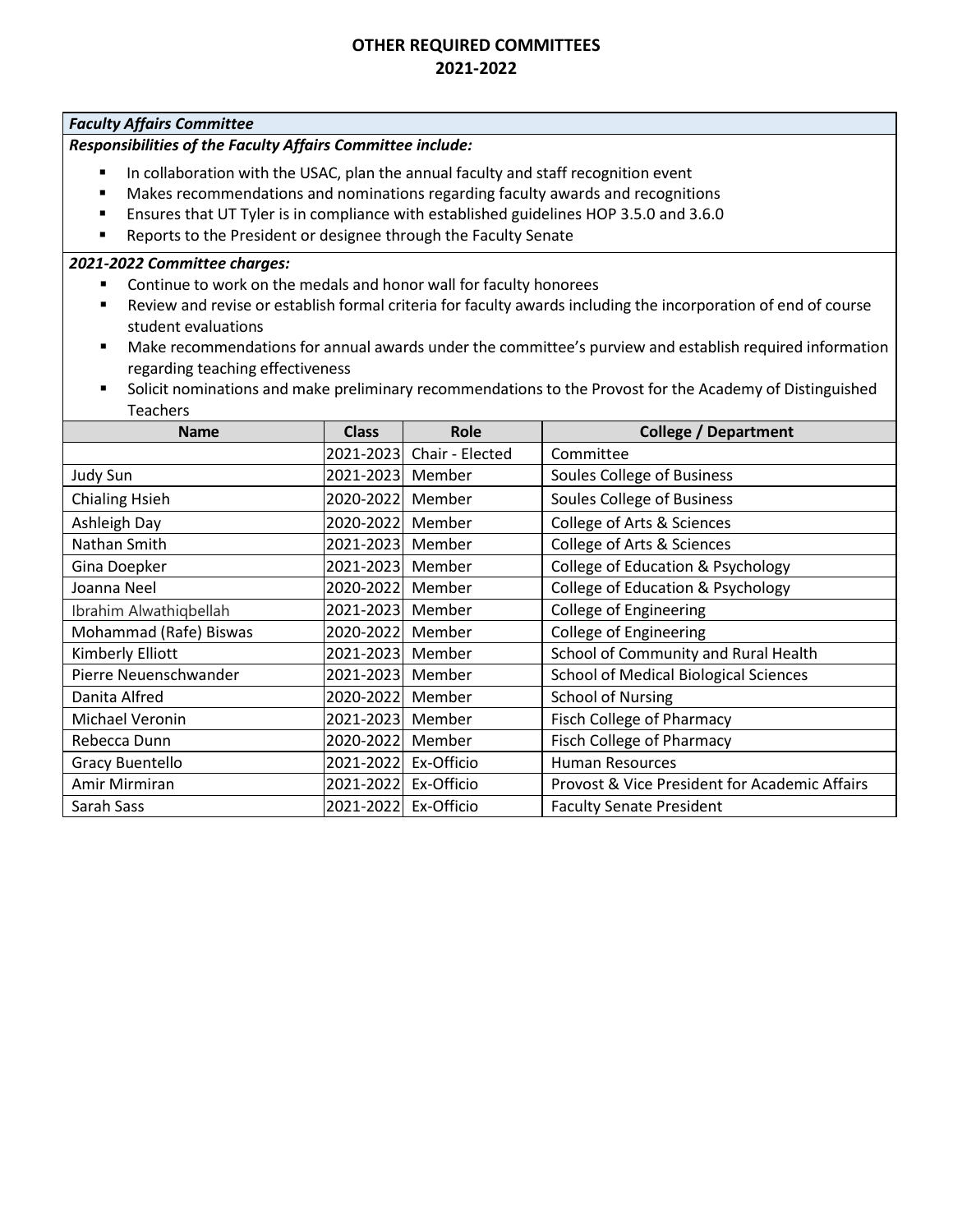# OTHER REQUIRED COMMITTEES
## 2021-2022

***Faculty Affairs Committee***

***Responsibilities of the Faculty Affairs Committee include:***

- In collaboration with the USAC, plan the annual faculty and staff recognition event
- Makes recommendations and nominations regarding faculty awards and recognitions
- Ensures that UT Tyler is in compliance with established guidelines HOP 3.5.0 and 3.6.0
- Reports to the President or designee through the Faculty Senate

***2021-2022 Committee charges:***

- Continue to work on the medals and honor wall for faculty honorees
- Review and revise or establish formal criteria for faculty awards including the incorporation of end of course student evaluations
- Make recommendations for annual awards under the committee's purview and establish required information regarding teaching effectiveness
- Solicit nominations and make preliminary recommendations to the Provost for the Academy of Distinguished Teachers

| Name | Class | Role | College / Department |
|---|---|---|---|
| | 2021-2023 | Chair - Elected | Committee |
| Judy Sun | 2021-2023 | Member | Soules College of Business |
| Chialing Hsieh | 2020-2022 | Member | Soules College of Business |
| Ashleigh Day | 2020-2022 | Member | College of Arts & Sciences |
| Nathan Smith | 2021-2023 | Member | College of Arts & Sciences |
| Gina Doepker | 2021-2023 | Member | College of Education & Psychology |
| Joanna Neel | 2020-2022 | Member | College of Education & Psychology |
| Ibrahim Alwathiqbellah | 2021-2023 | Member | College of Engineering |
| Mohammad (Rafe) Biswas | 2020-2022 | Member | College of Engineering |
| Kimberly Elliott | 2021-2023 | Member | School of Community and Rural Health |
| Pierre Neuenschwander | 2021-2023 | Member | School of Medical Biological Sciences |
| Danita Alfred | 2020-2022 | Member | School of Nursing |
| Michael Veronin | 2021-2023 | Member | Fisch College of Pharmacy |
| Rebecca Dunn | 2020-2022 | Member | Fisch College of Pharmacy |
| Gracy Buentello | 2021-2022 | Ex-Officio | Human Resources |
| Amir Mirmiran | 2021-2022 | Ex-Officio | Provost & Vice President for Academic Affairs |
| Sarah Sass | 2021-2022 | Ex-Officio | Faculty Senate President |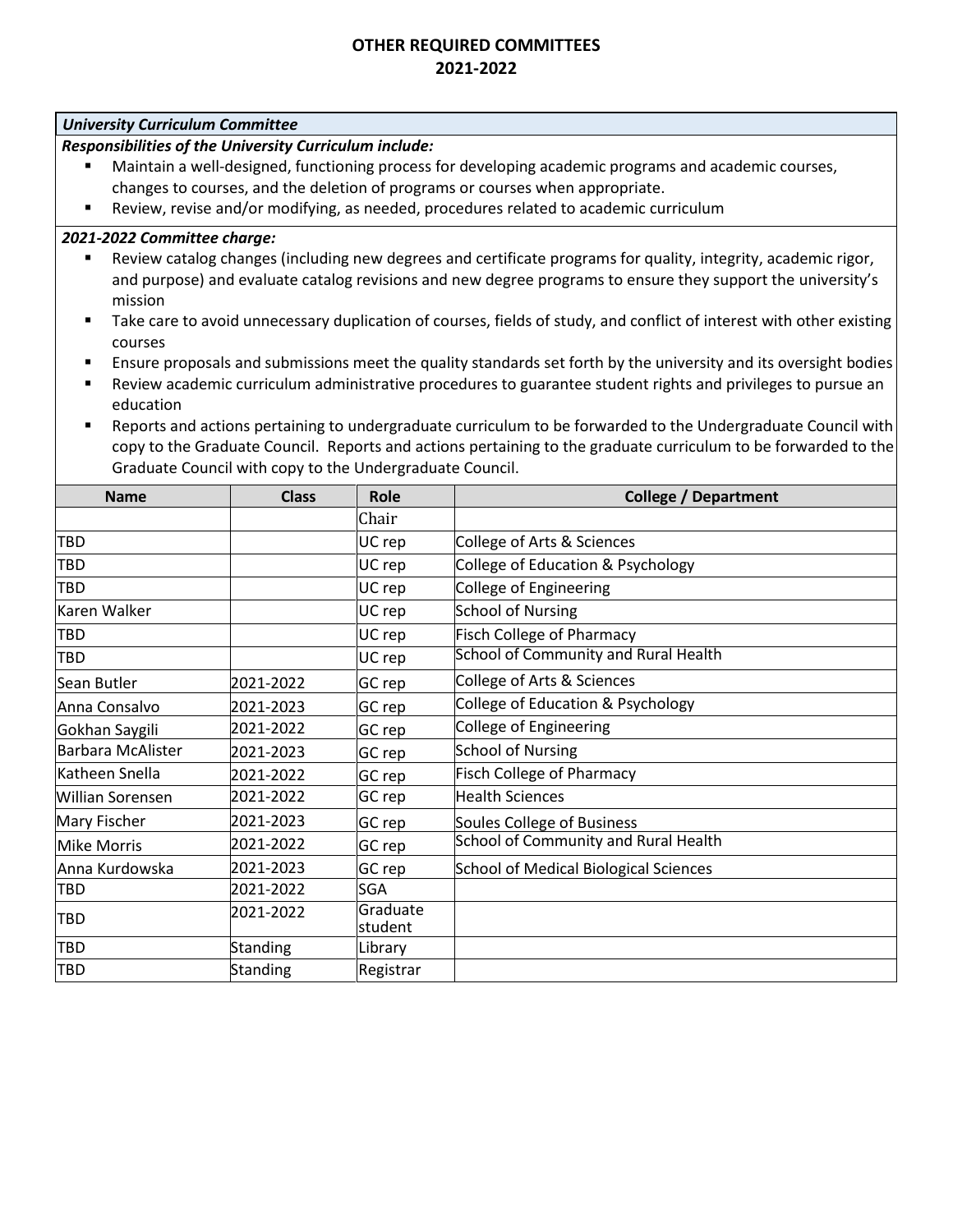# OTHER REQUIRED COMMITTEES
# 2021-2022

***University Curriculum Committee***

***Responsibilities of the University Curriculum include:***

- Maintain a well-designed, functioning process for developing academic programs and academic courses, changes to courses, and the deletion of programs or courses when appropriate.
- Review, revise and/or modifying, as needed, procedures related to academic curriculum

***2021-2022 Committee charge:***

- Review catalog changes (including new degrees and certificate programs for quality, integrity, academic rigor, and purpose) and evaluate catalog revisions and new degree programs to ensure they support the university's mission
- Take care to avoid unnecessary duplication of courses, fields of study, and conflict of interest with other existing courses
- Ensure proposals and submissions meet the quality standards set forth by the university and its oversight bodies
- Review academic curriculum administrative procedures to guarantee student rights and privileges to pursue an education
- Reports and actions pertaining to undergraduate curriculum to be forwarded to the Undergraduate Council with copy to the Graduate Council. Reports and actions pertaining to the graduate curriculum to be forwarded to the Graduate Council with copy to the Undergraduate Council.

| Name | Class | Role | College / Department |
|---|---|---|---|
| | | Chair | |
| TBD | | UC rep | College of Arts & Sciences |
| TBD | | UC rep | College of Education & Psychology |
| TBD | | UC rep | College of Engineering |
| Karen Walker | | UC rep | School of Nursing |
| TBD | | UC rep | Fisch College of Pharmacy |
| TBD | | UC rep | School of Community and Rural Health |
| Sean Butler | 2021-2022 | GC rep | College of Arts & Sciences |
| Anna Consalvo | 2021-2023 | GC rep | College of Education & Psychology |
| Gokhan Saygili | 2021-2022 | GC rep | College of Engineering |
| Barbara McAlister | 2021-2023 | GC rep | School of Nursing |
| Katheen Snella | 2021-2022 | GC rep | Fisch College of Pharmacy |
| Willian Sorensen | 2021-2022 | GC rep | Health Sciences |
| Mary Fischer | 2021-2023 | GC rep | Soules College of Business |
| Mike Morris | 2021-2022 | GC rep | School of Community and Rural Health |
| Anna Kurdowska | 2021-2023 | GC rep | School of Medical Biological Sciences |
| TBD | 2021-2022 | SGA | |
| TBD | 2021-2022 | Graduate student | |
| TBD | Standing | Library | |
| TBD | Standing | Registrar | |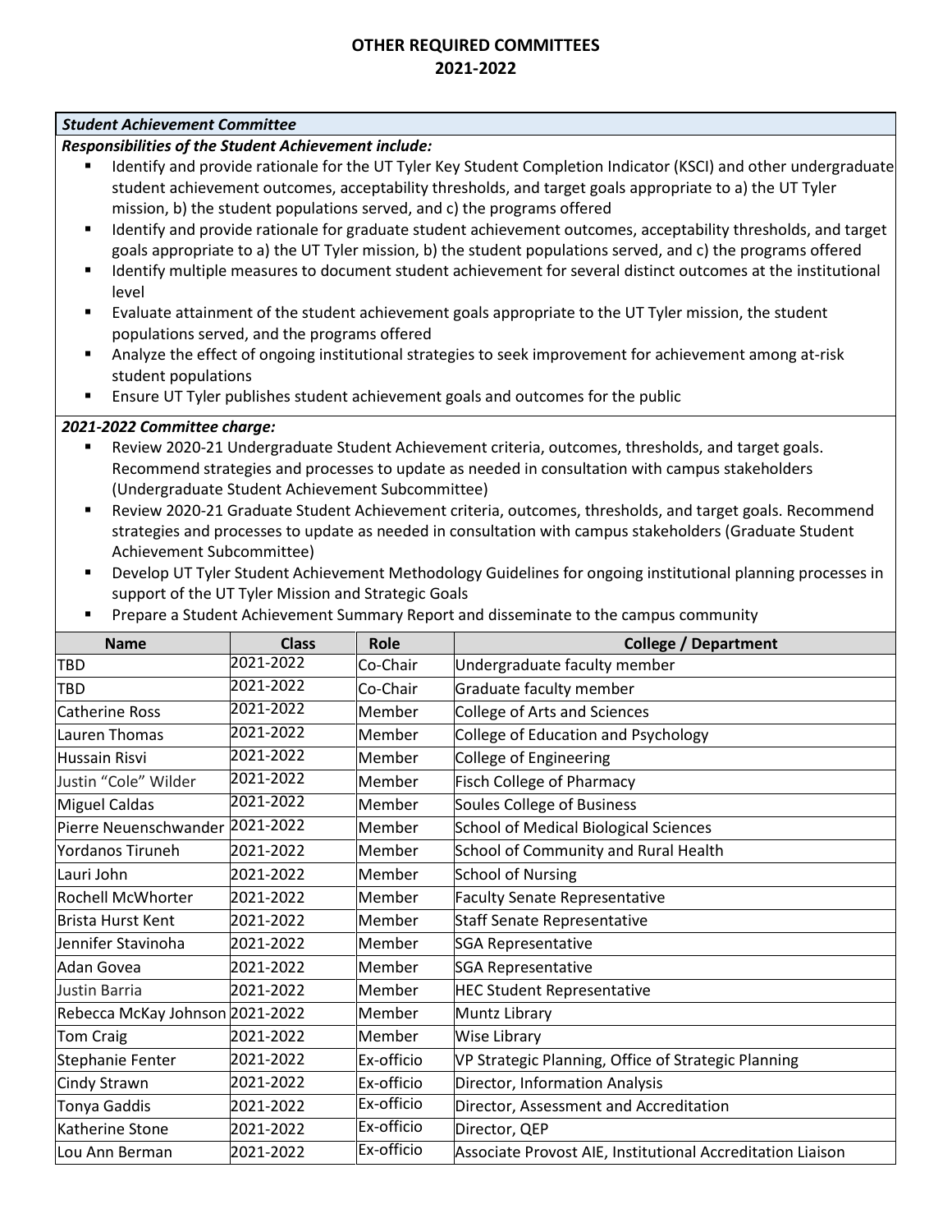# OTHER REQUIRED COMMITTEES
# 2021-2022

***Student Achievement Committee***

***Responsibilities of the Student Achievement include:***

- Identify and provide rationale for the UT Tyler Key Student Completion Indicator (KSCI) and other undergraduate student achievement outcomes, acceptability thresholds, and target goals appropriate to a) the UT Tyler mission, b) the student populations served, and c) the programs offered
- Identify and provide rationale for graduate student achievement outcomes, acceptability thresholds, and target goals appropriate to a) the UT Tyler mission, b) the student populations served, and c) the programs offered
- Identify multiple measures to document student achievement for several distinct outcomes at the institutional level
- Evaluate attainment of the student achievement goals appropriate to the UT Tyler mission, the student populations served, and the programs offered
- Analyze the effect of ongoing institutional strategies to seek improvement for achievement among at-risk student populations
- Ensure UT Tyler publishes student achievement goals and outcomes for the public

***2021-2022 Committee charge:***

- Review 2020-21 Undergraduate Student Achievement criteria, outcomes, thresholds, and target goals. Recommend strategies and processes to update as needed in consultation with campus stakeholders (Undergraduate Student Achievement Subcommittee)
- Review 2020-21 Graduate Student Achievement criteria, outcomes, thresholds, and target goals. Recommend strategies and processes to update as needed in consultation with campus stakeholders (Graduate Student Achievement Subcommittee)
- Develop UT Tyler Student Achievement Methodology Guidelines for ongoing institutional planning processes in support of the UT Tyler Mission and Strategic Goals
- Prepare a Student Achievement Summary Report and disseminate to the campus community

| Name | Class | Role | College / Department |
|---|---|---|---|
| TBD | 2021-2022 | Co-Chair | Undergraduate faculty member |
| TBD | 2021-2022 | Co-Chair | Graduate faculty member |
| Catherine Ross | 2021-2022 | Member | College of Arts and Sciences |
| Lauren Thomas | 2021-2022 | Member | College of Education and Psychology |
| Hussain Risvi | 2021-2022 | Member | College of Engineering |
| Justin "Cole" Wilder | 2021-2022 | Member | Fisch College of Pharmacy |
| Miguel Caldas | 2021-2022 | Member | Soules College of Business |
| Pierre Neuenschwander | 2021-2022 | Member | School of Medical Biological Sciences |
| Yordanos Tiruneh | 2021-2022 | Member | School of Community and Rural Health |
| Lauri John | 2021-2022 | Member | School of Nursing |
| Rochell McWhorter | 2021-2022 | Member | Faculty Senate Representative |
| Brista Hurst Kent | 2021-2022 | Member | Staff Senate Representative |
| Jennifer Stavinoha | 2021-2022 | Member | SGA Representative |
| Adan Govea | 2021-2022 | Member | SGA Representative |
| Justin Barria | 2021-2022 | Member | HEC Student Representative |
| Rebecca McKay Johnson | 2021-2022 | Member | Muntz Library |
| Tom Craig | 2021-2022 | Member | Wise Library |
| Stephanie Fenter | 2021-2022 | Ex-officio | VP Strategic Planning, Office of Strategic Planning |
| Cindy Strawn | 2021-2022 | Ex-officio | Director, Information Analysis |
| Tonya Gaddis | 2021-2022 | Ex-officio | Director, Assessment and Accreditation |
| Katherine Stone | 2021-2022 | Ex-officio | Director, QEP |
| Lou Ann Berman | 2021-2022 | Ex-officio | Associate Provost AIE, Institutional Accreditation Liaison |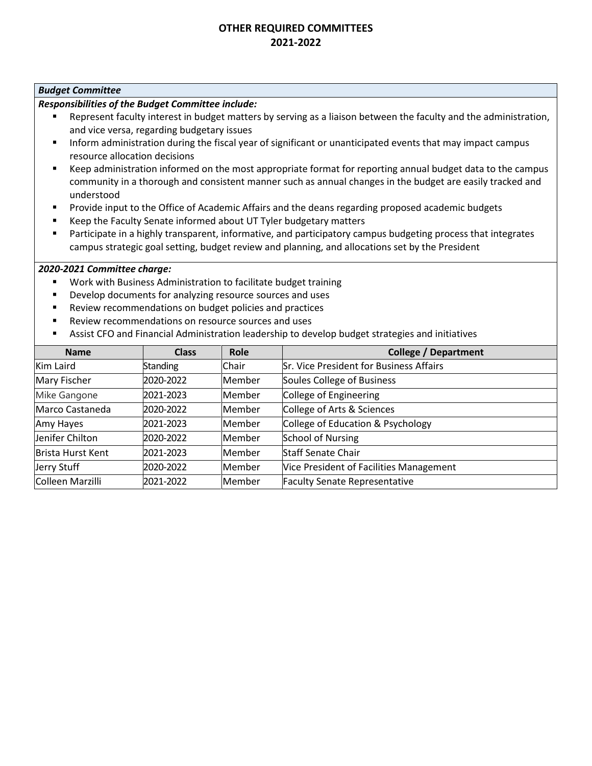# OTHER REQUIRED COMMITTEES
# 2021-2022

***Budget Committee***

***Responsibilities of the Budget Committee include:***

- Represent faculty interest in budget matters by serving as a liaison between the faculty and the administration, and vice versa, regarding budgetary issues
- Inform administration during the fiscal year of significant or unanticipated events that may impact campus resource allocation decisions
- Keep administration informed on the most appropriate format for reporting annual budget data to the campus community in a thorough and consistent manner such as annual changes in the budget are easily tracked and understood
- Provide input to the Office of Academic Affairs and the deans regarding proposed academic budgets
- Keep the Faculty Senate informed about UT Tyler budgetary matters
- Participate in a highly transparent, informative, and participatory campus budgeting process that integrates campus strategic goal setting, budget review and planning, and allocations set by the President

***2020-2021 Committee charge:***

- Work with Business Administration to facilitate budget training
- Develop documents for analyzing resource sources and uses
- Review recommendations on budget policies and practices
- Review recommendations on resource sources and uses
- Assist CFO and Financial Administration leadership to develop budget strategies and initiatives

| Name | Class | Role | College / Department |
|---|---|---|---|
| Kim Laird | Standing | Chair | Sr. Vice President for Business Affairs |
| Mary Fischer | 2020-2022 | Member | Soules College of Business |
| Mike Gangone | 2021-2023 | Member | College of Engineering |
| Marco Castaneda | 2020-2022 | Member | College of Arts & Sciences |
| Amy Hayes | 2021-2023 | Member | College of Education & Psychology |
| Jenifer Chilton | 2020-2022 | Member | School of Nursing |
| Brista Hurst Kent | 2021-2023 | Member | Staff Senate Chair |
| Jerry Stuff | 2020-2022 | Member | Vice President of Facilities Management |
| Colleen Marzilli | 2021-2022 | Member | Faculty Senate Representative |